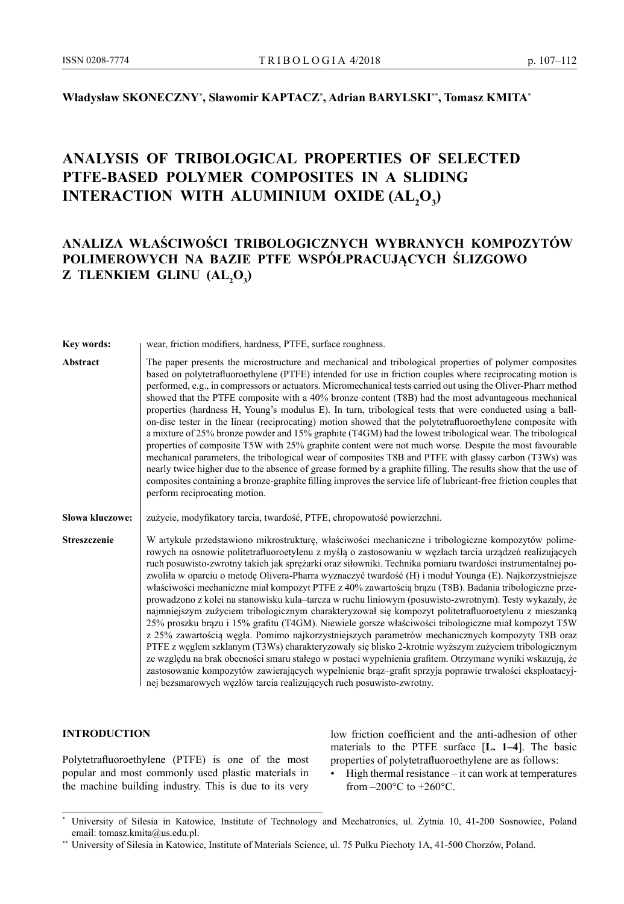**Władysław SKONECZNY[*], Sławomir KAPTACZ[*], Adrian BARYLSKI[**], Tomasz KMITA[*]**

# ANALYSIS OF TRIBOLOGICAL PROPERTIES OF SELECTED PTFE-BASED POLYMER COMPOSITES IN A SLIDING INTERACTION WITH ALUMINIUM OXIDE ($AL_2O_3$)

# ANALIZA WŁAŚCIWOŚCI TRIBOLOGICZNYCH WYBRANYCH KOMPOZYTÓW POLIMEROWYCH NA BAZIE PTFE WSPÓŁPRACUJĄCYCH ŚLIZGOWO Z TLENKIEM GLINU ($AL_2O_3$)

**Key words:** wear, friction modifiers, hardness, PTFE, surface roughness.

**Abstract** The paper presents the microstructure and mechanical and tribological properties of polymer composites based on polytetrafluoroethylene (PTFE) intended for use in friction couples where reciprocating motion is performed, e.g., in compressors or actuators. Micromechanical tests carried out using the Oliver-Pharr method showed that the PTFE composite with a 40% bronze content (T8B) had the most advantageous mechanical properties (hardness H, Young's modulus E). In turn, tribological tests that were conducted using a ball-on-disc tester in the linear (reciprocating) motion showed that the polytetrafluoroethylene composite with a mixture of 25% bronze powder and 15% graphite (T4GM) had the lowest tribological wear. The tribological properties of composite T5W with 25% graphite content were not much worse. Despite the most favourable mechanical parameters, the tribological wear of composites T8B and PTFE with glassy carbon (T3Ws) was nearly twice higher due to the absence of grease formed by a graphite filling. The results show that the use of composites containing a bronze-graphite filling improves the service life of lubricant-free friction couples that perform reciprocating motion.

**Słowa kluczowe:** zużycie, modyfikatory tarcia, twardość, PTFE, chropowatość powierzchni.

**Streszczenie** W artykule przedstawiono mikrostrukturę, właściwości mechaniczne i tribologiczne kompozytów polimerowych na osnowie politetrafluoroetylenu z myślą o zastosowaniu w węzłach tarcia urządzeń realizujących ruch posuwisto-zwrotny takich jak sprężarki oraz siłowniki. Technika pomiaru twardości instrumentalnej pozwoliła w oparciu o metodę Olivera-Pharra wyznaczyć twardość (H) i moduł Younga (E). Najkorzystniejsze właściwości mechaniczne miał kompozyt PTFE z 40% zawartością brązu (T8B). Badania tribologiczne przeprowadzono z kolei na stanowisku kula–tarcza w ruchu liniowym (posuwisto-zwrotnym). Testy wykazały, że najmniejszym zużyciem tribologicznym charakteryzował się kompozyt politetrafluoroetylenu z mieszanką 25% proszku brązu i 15% grafitu (T4GM). Niewiele gorsze właściwości tribologiczne miał kompozyt T5W z 25% zawartością węgla. Pomimo najkorzystniejszych parametrów mechanicznych kompozyty T8B oraz PTFE z węglem szklanym (T3Ws) charakteryzowały się blisko 2-krotnie wyższym zużyciem tribologicznym ze względu na brak obecności smaru stałego w postaci wypełnienia grafitem. Otrzymane wyniki wskazują, że zastosowanie kompozytów zawierających wypełnienie brąz–grafit sprzyja poprawie trwałości eksploatacyjnej bezsmarowych węzłów tarcia realizujących ruch posuwisto-zwrotny.

## INTRODUCTION

Polytetrafluoroethylene (PTFE) is one of the most popular and most commonly used plastic materials in the machine building industry. This is due to its very low friction coefficient and the anti-adhesion of other materials to the PTFE surface [**L. 1–4**]. The basic properties of polytetrafluoroethylene are as follows:

- High thermal resistance – it can work at temperatures from –200°C to +260°C.

---

[*] University of Silesia in Katowice, Institute of Technology and Mechatronics, ul. Żytnia 10, 41-200 Sosnowiec, Poland email: tomasz.kmita@us.edu.pl.

[**] University of Silesia in Katowice, Institute of Materials Science, ul. 75 Pułku Piechoty 1A, 41-500 Chorzów, Poland.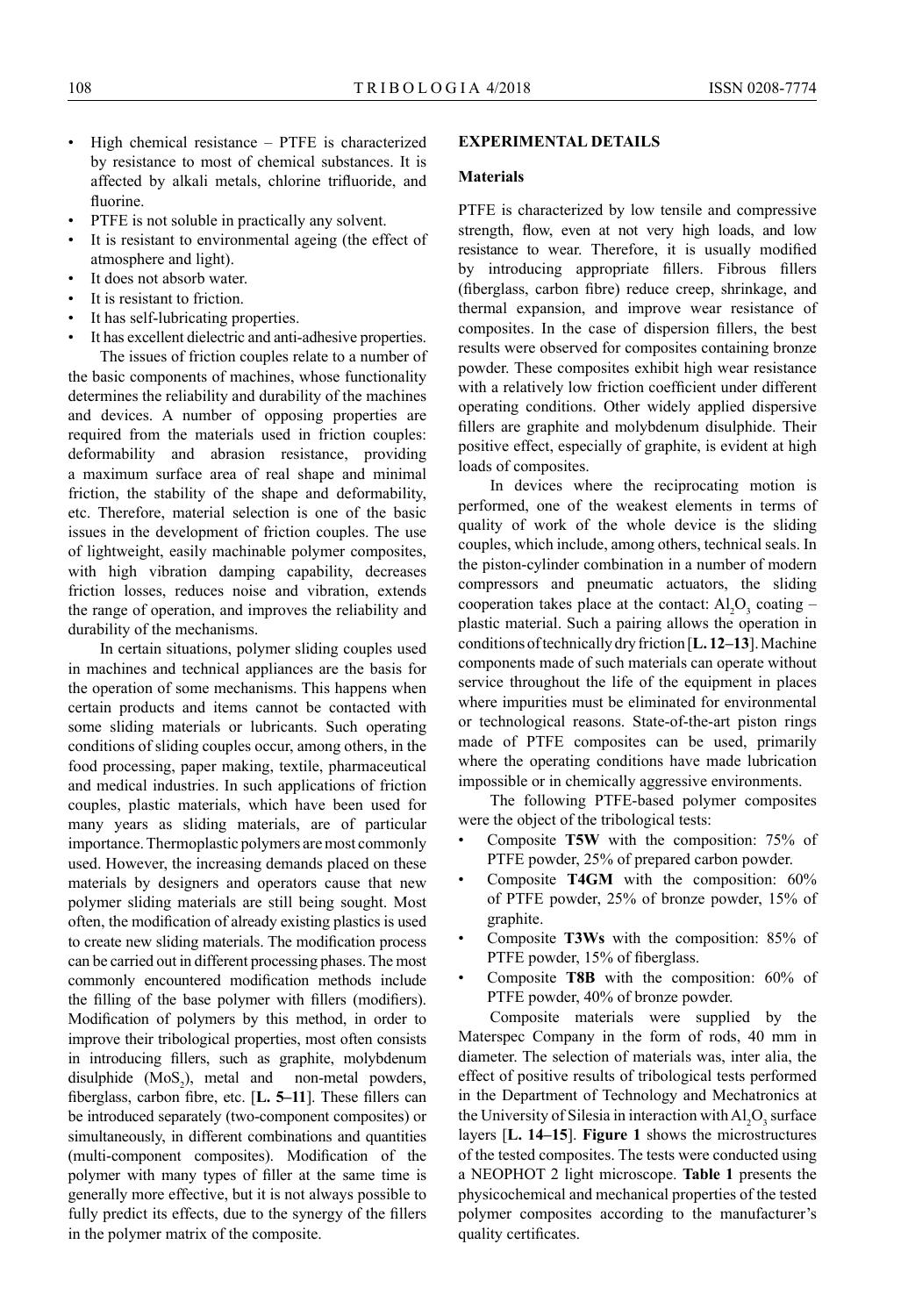- High chemical resistance – PTFE is characterized by resistance to most of chemical substances. It is affected by alkali metals, chlorine trifluoride, and fluorine.
- PTFE is not soluble in practically any solvent.
- It is resistant to environmental ageing (the effect of atmosphere and light).
- It does not absorb water.
- It is resistant to friction.
- It has self-lubricating properties.
- It has excellent dielectric and anti-adhesive properties.

The issues of friction couples relate to a number of the basic components of machines, whose functionality determines the reliability and durability of the machines and devices. A number of opposing properties are required from the materials used in friction couples: deformability and abrasion resistance, providing a maximum surface area of real shape and minimal friction, the stability of the shape and deformability, etc. Therefore, material selection is one of the basic issues in the development of friction couples. The use of lightweight, easily machinable polymer composites, with high vibration damping capability, decreases friction losses, reduces noise and vibration, extends the range of operation, and improves the reliability and durability of the mechanisms.

In certain situations, polymer sliding couples used in machines and technical appliances are the basis for the operation of some mechanisms. This happens when certain products and items cannot be contacted with some sliding materials or lubricants. Such operating conditions of sliding couples occur, among others, in the food processing, paper making, textile, pharmaceutical and medical industries. In such applications of friction couples, plastic materials, which have been used for many years as sliding materials, are of particular importance. Thermoplastic polymers are most commonly used. However, the increasing demands placed on these materials by designers and operators cause that new polymer sliding materials are still being sought. Most often, the modification of already existing plastics is used to create new sliding materials. The modification process can be carried out in different processing phases. The most commonly encountered modification methods include the filling of the base polymer with fillers (modifiers). Modification of polymers by this method, in order to improve their tribological properties, most often consists in introducing fillers, such as graphite, molybdenum disulphide ($MoS_2$), metal and non-metal powders, fiberglass, carbon fibre, etc. [**L. 5–11**]. These fillers can be introduced separately (two-component composites) or simultaneously, in different combinations and quantities (multi-component composites). Modification of the polymer with many types of filler at the same time is generally more effective, but it is not always possible to fully predict its effects, due to the synergy of the fillers in the polymer matrix of the composite.

## EXPERIMENTAL DETAILS

### Materials

PTFE is characterized by low tensile and compressive strength, flow, even at not very high loads, and low resistance to wear. Therefore, it is usually modified by introducing appropriate fillers. Fibrous fillers (fiberglass, carbon fibre) reduce creep, shrinkage, and thermal expansion, and improve wear resistance of composites. In the case of dispersion fillers, the best results were observed for composites containing bronze powder. These composites exhibit high wear resistance with a relatively low friction coefficient under different operating conditions. Other widely applied dispersive fillers are graphite and molybdenum disulphide. Their positive effect, especially of graphite, is evident at high loads of composites.

In devices where the reciprocating motion is performed, one of the weakest elements in terms of quality of work of the whole device is the sliding couples, which include, among others, technical seals. In the piston-cylinder combination in a number of modern compressors and pneumatic actuators, the sliding cooperation takes place at the contact: $Al_2O_3$ coating – plastic material. Such a pairing allows the operation in conditions of technically dry friction [**L. 12–13**]. Machine components made of such materials can operate without service throughout the life of the equipment in places where impurities must be eliminated for environmental or technological reasons. State-of-the-art piston rings made of PTFE composites can be used, primarily where the operating conditions have made lubrication impossible or in chemically aggressive environments.

The following PTFE-based polymer composites were the object of the tribological tests:

- Composite **T5W** with the composition: 75% of PTFE powder, 25% of prepared carbon powder.
- Composite **T4GM** with the composition: 60% of PTFE powder, 25% of bronze powder, 15% of graphite.
- Composite **T3Ws** with the composition: 85% of PTFE powder, 15% of fiberglass.
- Composite **T8B** with the composition: 60% of PTFE powder, 40% of bronze powder.

Composite materials were supplied by the Materspec Company in the form of rods, 40 mm in diameter. The selection of materials was, inter alia, the effect of positive results of tribological tests performed in the Department of Technology and Mechatronics at the University of Silesia in interaction with $Al_2O_3$ surface layers [**L. 14–15**]. **Figure 1** shows the microstructures of the tested composites. The tests were conducted using a NEOPHOT 2 light microscope. **Table 1** presents the physicochemical and mechanical properties of the tested polymer composites according to the manufacturer's quality certificates.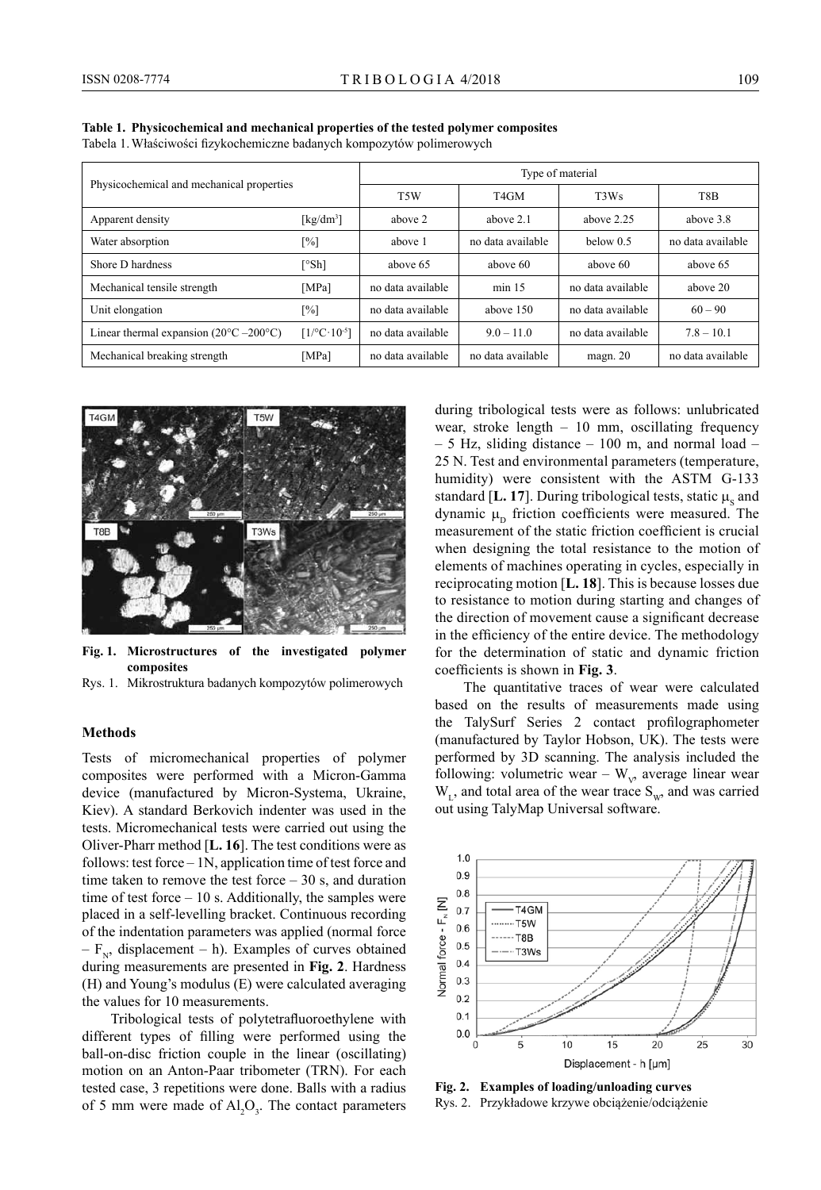**Table 1. Physicochemical and mechanical properties of the tested polymer composites**
Tabela 1. Właściwości fizykochemiczne badanych kompozytów polimerowych

| Physicochemical and mechanical properties | | Type of material | | | |
|---|---|---|---|---|---|
| | | T5W | T4GM | T3Ws | T8B |
| Apparent density | [kg/dm$^3$] | above 2 | above 2.1 | above 2.25 | above 3.8 |
| Water absorption | [%] | above 1 | no data available | below 0.5 | no data available |
| Shore D hardness | [°Sh] | above 65 | above 60 | above 60 | above 65 |
| Mechanical tensile strength | [MPa] | no data available | min 15 | no data available | above 20 |
| Unit elongation | [%] | no data available | above 150 | no data available | 60 – 90 |
| Linear thermal expansion (20°C –200°C) | [1/°C·10$^{-5}$] | no data available | 9.0 – 11.0 | no data available | 7.8 – 10.1 |
| Mechanical breaking strength | [MPa] | no data available | no data available | magn. 20 | no data available |

**Fig. 1. Microstructures of the investigated polymer composites**
Rys. 1. Mikrostruktura badanych kompozytów polimerowych

### Methods

Tests of micromechanical properties of polymer composites were performed with a Micron-Gamma device (manufactured by Micron-Systema, Ukraine, Kiev). A standard Berkovich indenter was used in the tests. Micromechanical tests were carried out using the Oliver-Pharr method [**L. 16**]. The test conditions were as follows: test force – 1N, application time of test force and time taken to remove the test force – 30 s, and duration time of test force – 10 s. Additionally, the samples were placed in a self-levelling bracket. Continuous recording of the indentation parameters was applied (normal force – $F_N$, displacement – h). Examples of curves obtained during measurements are presented in **Fig. 2**. Hardness (H) and Young's modulus (E) were calculated averaging the values for 10 measurements.

Tribological tests of polytetrafluoroethylene with different types of filling were performed using the ball-on-disc friction couple in the linear (oscillating) motion on an Anton-Paar tribometer (TRN). For each tested case, 3 repetitions were done. Balls with a radius of 5 mm were made of $Al_2O_3$. The contact parameters during tribological tests were as follows: unlubricated wear, stroke length – 10 mm, oscillating frequency – 5 Hz, sliding distance – 100 m, and normal load – 25 N. Test and environmental parameters (temperature, humidity) were consistent with the ASTM G-133 standard [**L. 17**]. During tribological tests, static $\mu_S$ and dynamic $\mu_D$ friction coefficients were measured. The measurement of the static friction coefficient is crucial when designing the total resistance to the motion of elements of machines operating in cycles, especially in reciprocating motion [**L. 18**]. This is because losses due to resistance to motion during starting and changes of the direction of movement cause a significant decrease in the efficiency of the entire device. The methodology for the determination of static and dynamic friction coefficients is shown in **Fig. 3**.

The quantitative traces of wear were calculated based on the results of measurements made using the TalySurf Series 2 contact profilographometer (manufactured by Taylor Hobson, UK). The tests were performed by 3D scanning. The analysis included the following: volumetric wear – $W_V$, average linear wear $W_L$, and total area of the wear trace $S_W$, and was carried out using TalyMap Universal software.

**Fig. 2. Examples of loading/unloading curves**
Rys. 2. Przykładowe krzywe obciążenie/odciążenie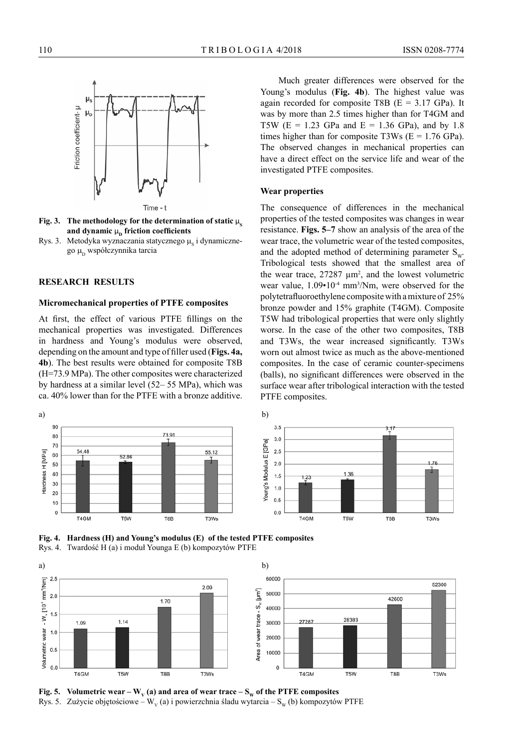Fig. 3. The methodology for the determination of static $\mu_S$ and dynamic $\mu_D$ friction coefficients

Rys. 3. Metodyka wyznaczania statycznego $\mu_S$ i dynamicznego $\mu_D$ współczynnika tarcia

## RESEARCH RESULTS

### Micromechanical properties of PTFE composites

At first, the effect of various PTFE fillings on the mechanical properties was investigated. Differences in hardness and Young's modulus were observed, depending on the amount and type of filler used (**Figs. 4a, 4b**). The best results were obtained for composite T8B (H=73.9 MPa). The other composites were characterized by hardness at a similar level (52– 55 MPa), which was ca. 40% lower than for the PTFE with a bronze additive.

Much greater differences were observed for the Young's modulus (**Fig. 4b**). The highest value was again recorded for composite T8B (E = 3.17 GPa). It was by more than 2.5 times higher than for T4GM and T5W (E = 1.23 GPa and E = 1.36 GPa), and by 1.8 times higher than for composite T3Ws (E = 1.76 GPa). The observed changes in mechanical properties can have a direct effect on the service life and wear of the investigated PTFE composites.

### Wear properties

The consequence of differences in the mechanical properties of the tested composites was changes in wear resistance. **Figs. 5–7** show an analysis of the area of the wear trace, the volumetric wear of the tested composites, and the adopted method of determining parameter $S_W$. Tribological tests showed that the smallest area of the wear trace, 27287 μm², and the lowest volumetric wear value, 1.09•10⁻⁴ mm³/Nm, were observed for the polytetrafluoroethylene composite with a mixture of 25% bronze powder and 15% graphite (T4GM). Composite T5W had tribological properties that were only slightly worse. In the case of the other two composites, T8B and T3Ws, the wear increased significantly. T3Ws worn out almost twice as much as the above-mentioned composites. In the case of ceramic counter-specimens (balls), no significant differences were observed in the surface wear after tribological interaction with the tested PTFE composites.

a) b)

Fig. 4. Hardness (H) and Young's modulus (E) of the tested PTFE composites

Rys. 4. Twardość H (a) i moduł Younga E (b) kompozytów PTFE

a) b)

Fig. 5. Volumetric wear – $W_V$ (a) and area of wear trace – $S_W$ of the PTFE composites

Rys. 5. Zużycie objętościowe – $W_V$ (a) i powierzchnia śladu wytarcia – $S_W$ (b) kompozytów PTFE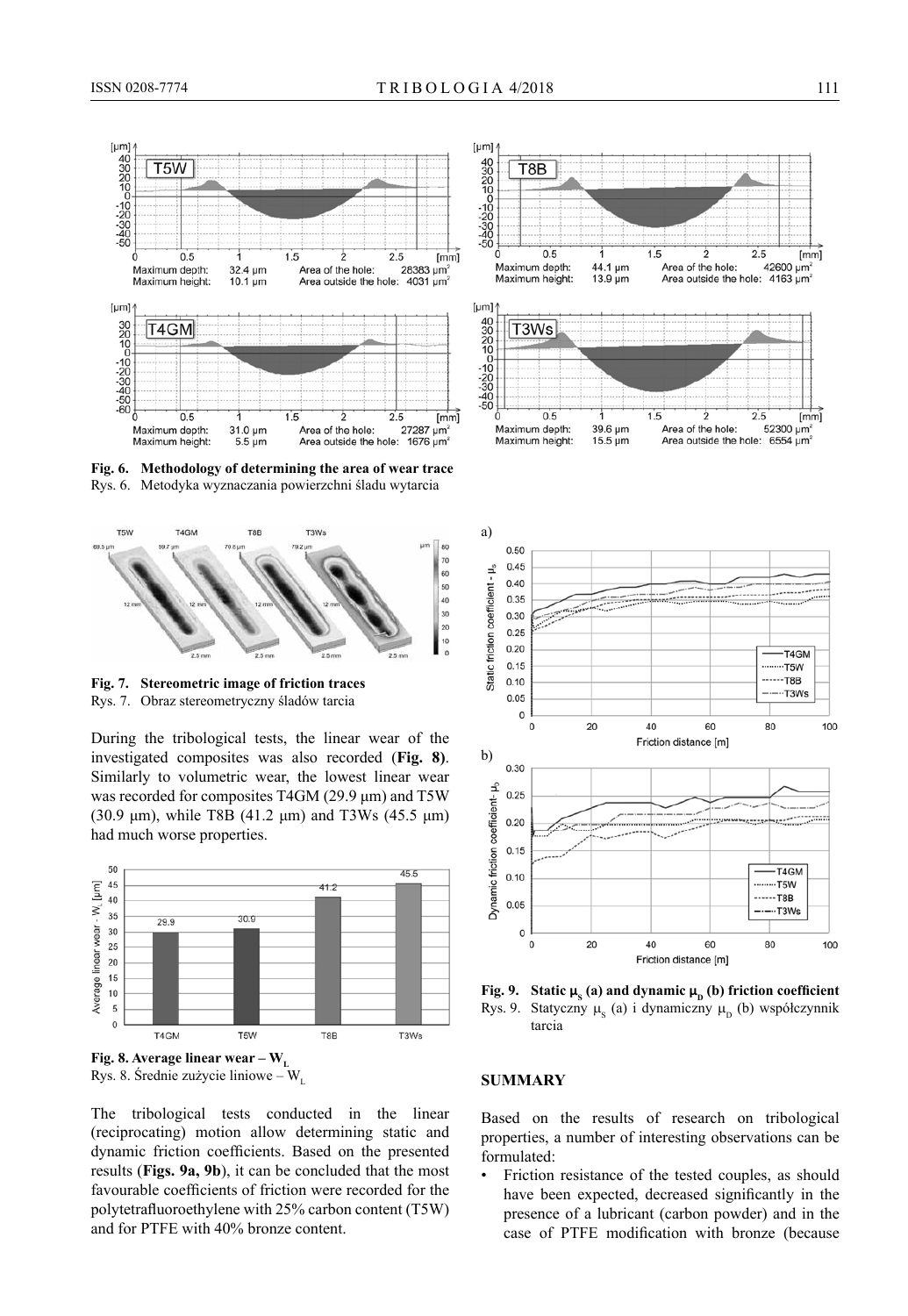Fig. 6. Methodology of determining the area of wear trace

Rys. 6. Metodyka wyznaczania powierzchni śladu wytarcia

Fig. 7. Stereometric image of friction traces

Rys. 7. Obraz stereometryczny śladów tarcia

During the tribological tests, the linear wear of the investigated composites was also recorded (**Fig. 8**). Similarly to volumetric wear, the lowest linear wear was recorded for composites T4GM (29.9 μm) and T5W (30.9 μm), while T8B (41.2 μm) and T3Ws (45.5 μm) had much worse properties.

**Fig. 8. Average linear wear – $W_L$**

Rys. 8. Średnie zużycie liniowe – $W_L$

The tribological tests conducted in the linear (reciprocating) motion allow determining static and dynamic friction coefficients. Based on the presented results (**Figs. 9a, 9b**), it can be concluded that the most favourable coefficients of friction were recorded for the polytetrafluoroethylene with 25% carbon content (T5W) and for PTFE with 40% bronze content.

**Fig. 9. Static $\mu_S$ (a) and dynamic $\mu_D$ (b) friction coefficient**

Rys. 9. Statyczny $\mu_S$ (a) i dynamiczny $\mu_D$ (b) współczynnik tarcia

## SUMMARY

Based on the results of research on tribological properties, a number of interesting observations can be formulated:

- Friction resistance of the tested couples, as should have been expected, decreased significantly in the presence of a lubricant (carbon powder) and in the case of PTFE modification with bronze (because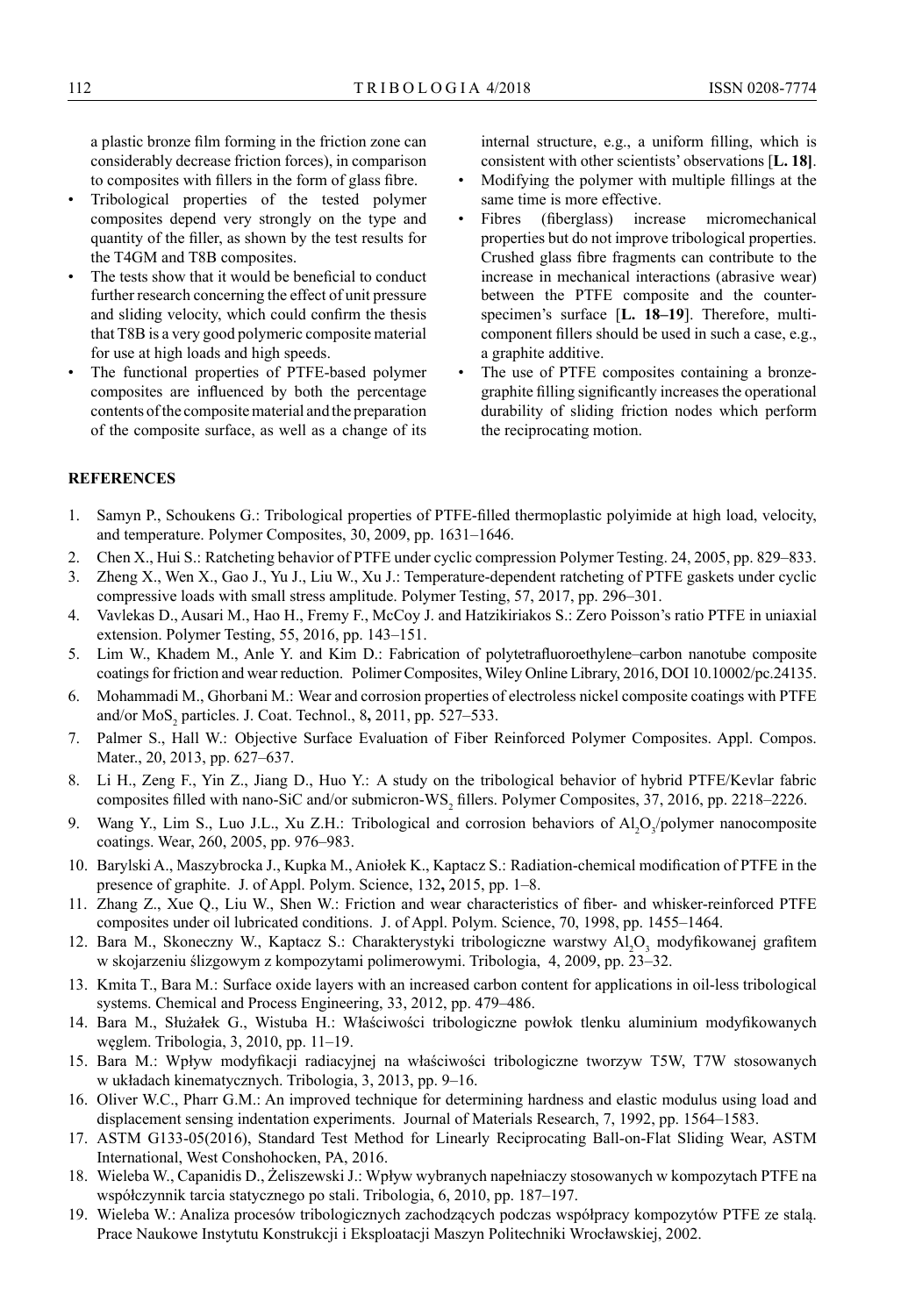a plastic bronze film forming in the friction zone can considerably decrease friction forces), in comparison to composites with fillers in the form of glass fibre.

- Tribological properties of the tested polymer composites depend very strongly on the type and quantity of the filler, as shown by the test results for the T4GM and T8B composites.
- The tests show that it would be beneficial to conduct further research concerning the effect of unit pressure and sliding velocity, which could confirm the thesis that T8B is a very good polymeric composite material for use at high loads and high speeds.
- The functional properties of PTFE-based polymer composites are influenced by both the percentage contents of the composite material and the preparation of the composite surface, as well as a change of its internal structure, e.g., a uniform filling, which is consistent with other scientists' observations [**L. 18]**.
- Modifying the polymer with multiple fillings at the same time is more effective.
- Fibres (fiberglass) increase micromechanical properties but do not improve tribological properties. Crushed glass fibre fragments can contribute to the increase in mechanical interactions (abrasive wear) between the PTFE composite and the counter-specimen's surface [**L. 18–19**]. Therefore, multi-component fillers should be used in such a case, e.g., a graphite additive.
- The use of PTFE composites containing a bronze-graphite filling significantly increases the operational durability of sliding friction nodes which perform the reciprocating motion.

## REFERENCES

1. Samyn P., Schoukens G.: Tribological properties of PTFE-filled thermoplastic polyimide at high load, velocity, and temperature. Polymer Composites, 30, 2009, pp. 1631–1646.
2. Chen X., Hui S.: Ratcheting behavior of PTFE under cyclic compression Polymer Testing. 24, 2005, pp. 829–833.
3. Zheng X., Wen X., Gao J., Yu J., Liu W., Xu J.: Temperature-dependent ratcheting of PTFE gaskets under cyclic compressive loads with small stress amplitude. Polymer Testing, 57, 2017, pp. 296–301.
4. Vavlekas D., Ausari M., Hao H., Fremy F., McCoy J. and Hatzikiriakos S.: Zero Poisson's ratio PTFE in uniaxial extension. Polymer Testing, 55, 2016, pp. 143–151.
5. Lim W., Khadem M., Anle Y. and Kim D.: Fabrication of polytetrafluoroethylene–carbon nanotube composite coatings for friction and wear reduction. Polimer Composites, Wiley Online Library, 2016, DOI 10.10002/pc.24135.
6. Mohammadi M., Ghorbani M.: Wear and corrosion properties of electroless nickel composite coatings with PTFE and/or $MoS_2$ particles. J. Coat. Technol., 8**,** 2011, pp. 527–533.
7. Palmer S., Hall W.: Objective Surface Evaluation of Fiber Reinforced Polymer Composites. Appl. Compos. Mater., 20, 2013, pp. 627–637.
8. Li H., Zeng F., Yin Z., Jiang D., Huo Y.: A study on the tribological behavior of hybrid PTFE/Kevlar fabric composites filled with nano-SiC and/or submicron-$WS_2$ fillers. Polymer Composites, 37, 2016, pp. 2218–2226.
9. Wang Y., Lim S., Luo J.L., Xu Z.H.: Tribological and corrosion behaviors of $Al_2O_3$/polymer nanocomposite coatings. Wear, 260, 2005, pp. 976–983.
10. Barylski A., Maszybrocka J., Kupka M., Aniołek K., Kaptacz S.: Radiation-chemical modification of PTFE in the presence of graphite. J. of Appl. Polym. Science, 132**,** 2015, pp. 1–8.
11. Zhang Z., Xue Q., Liu W., Shen W.: Friction and wear characteristics of fiber- and whisker-reinforced PTFE composites under oil lubricated conditions. J. of Appl. Polym. Science, 70, 1998, pp. 1455–1464.
12. Bara M., Skoneczny W., Kaptacz S.: Charakterystyki tribologiczne warstwy $Al_2O_3$ modyfikowanej grafitem w skojarzeniu ślizgowym z kompozytami polimerowymi. Tribologia, 4, 2009, pp. 23–32.
13. Kmita T., Bara M.: Surface oxide layers with an increased carbon content for applications in oil-less tribological systems. Chemical and Process Engineering, 33, 2012, pp. 479–486.
14. Bara M., Służałek G., Wistuba H.: Właściwości tribologiczne powłok tlenku aluminium modyfikowanych węglem. Tribologia, 3, 2010, pp. 11–19.
15. Bara M.: Wpływ modyfikacji radiacyjnej na właściwości tribologiczne tworzyw T5W, T7W stosowanych w układach kinematycznych. Tribologia, 3, 2013, pp. 9–16.
16. Oliver W.C., Pharr G.M.: An improved technique for determining hardness and elastic modulus using load and displacement sensing indentation experiments. Journal of Materials Research, 7, 1992, pp. 1564–1583.
17. ASTM G133-05(2016), Standard Test Method for Linearly Reciprocating Ball-on-Flat Sliding Wear, ASTM International, West Conshohocken, PA, 2016.
18. Wieleba W., Capanidis D., Żeliszewski J.: Wpływ wybranych napełniaczy stosowanych w kompozytach PTFE na współczynnik tarcia statycznego po stali. Tribologia, 6, 2010, pp. 187–197.
19. Wieleba W.: Analiza procesów tribologicznych zachodzących podczas współpracy kompozytów PTFE ze stalą. Prace Naukowe Instytutu Konstrukcji i Eksploatacji Maszyn Politechniki Wrocławskiej, 2002.